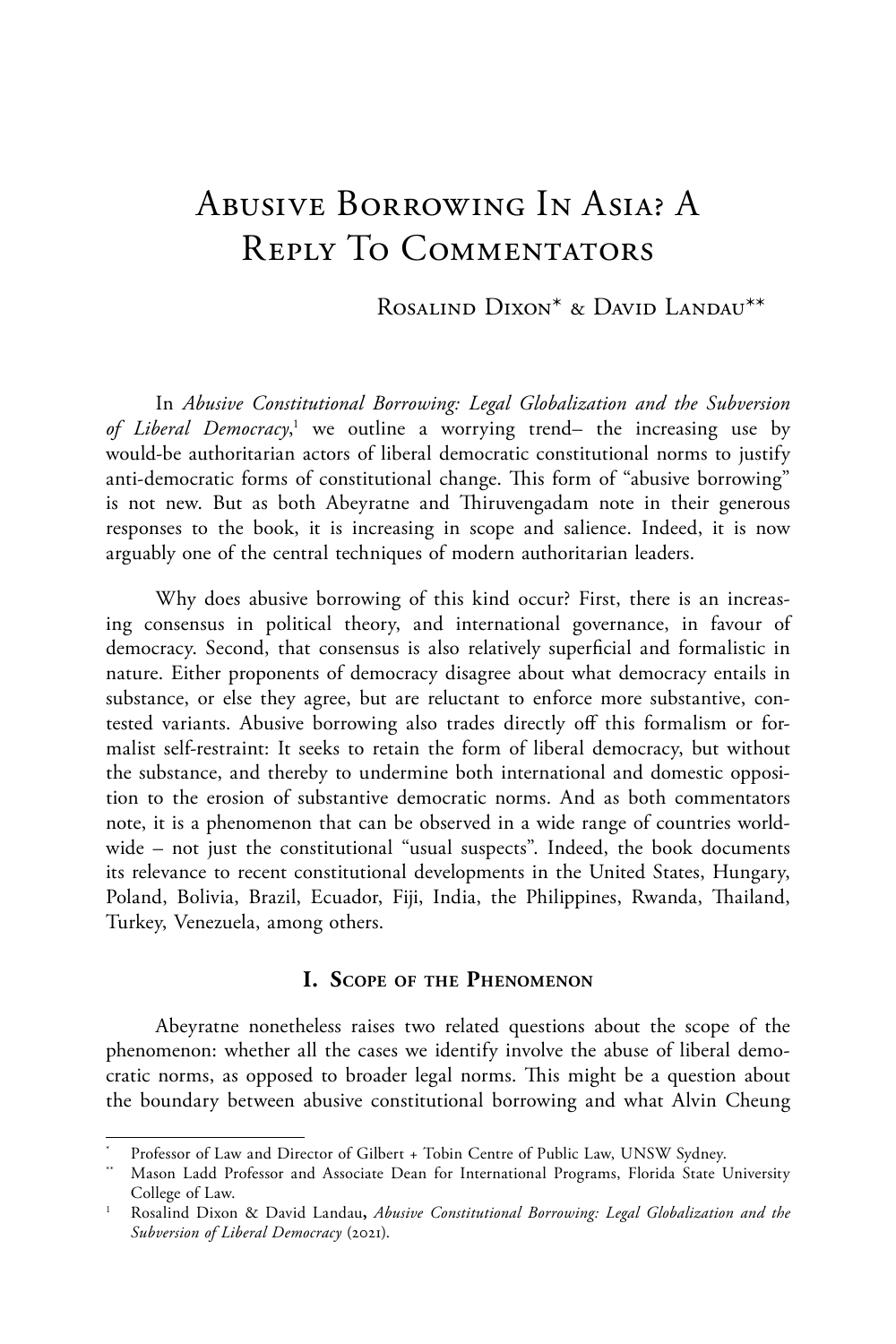# Abusive Borrowing In Asia? A Reply To Commentators

Rosalind Dixon* & David Landau**

In *Abusive Constitutional Borrowing: Legal Globalization and the Subversion of Liberal Democracy*,[1] we outline a worrying trend– the increasing use by would-be authoritarian actors of liberal democratic constitutional norms to justify anti-democratic forms of constitutional change. This form of "abusive borrowing" is not new. But as both Abeyratne and Thiruvengadam note in their generous responses to the book, it is increasing in scope and salience. Indeed, it is now arguably one of the central techniques of modern authoritarian leaders.

Why does abusive borrowing of this kind occur? First, there is an increasing consensus in political theory, and international governance, in favour of democracy. Second, that consensus is also relatively superficial and formalistic in nature. Either proponents of democracy disagree about what democracy entails in substance, or else they agree, but are reluctant to enforce more substantive, contested variants. Abusive borrowing also trades directly off this formalism or formalist self-restraint: It seeks to retain the form of liberal democracy, but without the substance, and thereby to undermine both international and domestic opposition to the erosion of substantive democratic norms. And as both commentators note, it is a phenomenon that can be observed in a wide range of countries worldwide – not just the constitutional "usual suspects". Indeed, the book documents its relevance to recent constitutional developments in the United States, Hungary, Poland, Bolivia, Brazil, Ecuador, Fiji, India, the Philippines, Rwanda, Thailand, Turkey, Venezuela, among others.

## I. Scope of the Phenomenon

Abeyratne nonetheless raises two related questions about the scope of the phenomenon: whether all the cases we identify involve the abuse of liberal democratic norms, as opposed to broader legal norms. This might be a question about the boundary between abusive constitutional borrowing and what Alvin Cheung

---

\* Professor of Law and Director of Gilbert + Tobin Centre of Public Law, UNSW Sydney.

\*\* Mason Ladd Professor and Associate Dean for International Programs, Florida State University College of Law.

[1] Rosalind Dixon & David Landau, *Abusive Constitutional Borrowing: Legal Globalization and the Subversion of Liberal Democracy* (2021).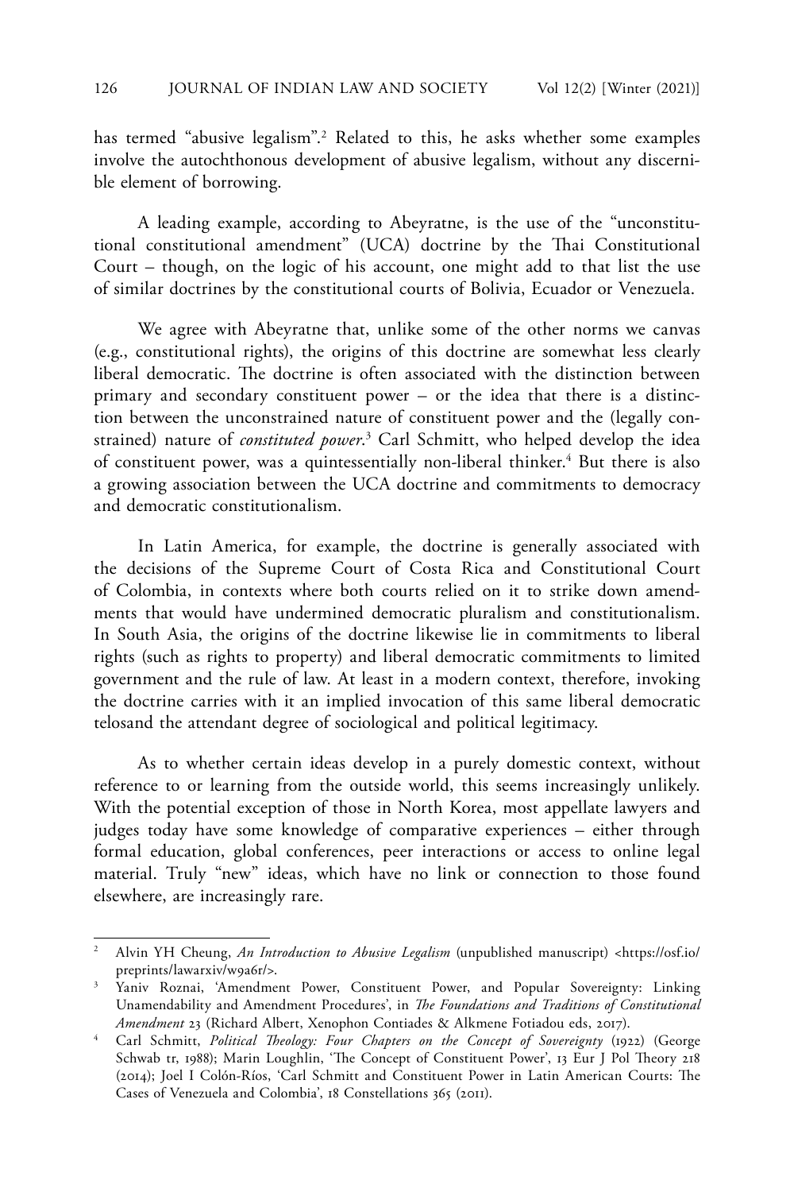has termed "abusive legalism".[2] Related to this, he asks whether some examples involve the autochthonous development of abusive legalism, without any discernible element of borrowing.

A leading example, according to Abeyratne, is the use of the "unconstitutional constitutional amendment" (UCA) doctrine by the Thai Constitutional Court – though, on the logic of his account, one might add to that list the use of similar doctrines by the constitutional courts of Bolivia, Ecuador or Venezuela.

We agree with Abeyratne that, unlike some of the other norms we canvas (e.g., constitutional rights), the origins of this doctrine are somewhat less clearly liberal democratic. The doctrine is often associated with the distinction between primary and secondary constituent power – or the idea that there is a distinction between the unconstrained nature of constituent power and the (legally constrained) nature of *constituted power*.[3] Carl Schmitt, who helped develop the idea of constituent power, was a quintessentially non-liberal thinker.[4] But there is also a growing association between the UCA doctrine and commitments to democracy and democratic constitutionalism.

In Latin America, for example, the doctrine is generally associated with the decisions of the Supreme Court of Costa Rica and Constitutional Court of Colombia, in contexts where both courts relied on it to strike down amendments that would have undermined democratic pluralism and constitutionalism. In South Asia, the origins of the doctrine likewise lie in commitments to liberal rights (such as rights to property) and liberal democratic commitments to limited government and the rule of law. At least in a modern context, therefore, invoking the doctrine carries with it an implied invocation of this same liberal democratic telosand the attendant degree of sociological and political legitimacy.

As to whether certain ideas develop in a purely domestic context, without reference to or learning from the outside world, this seems increasingly unlikely. With the potential exception of those in North Korea, most appellate lawyers and judges today have some knowledge of comparative experiences – either through formal education, global conferences, peer interactions or access to online legal material. Truly "new" ideas, which have no link or connection to those found elsewhere, are increasingly rare.

---

[2] Alvin YH Cheung, *An Introduction to Abusive Legalism* (unpublished manuscript) <https://osf.io/preprints/lawarxiv/w9a6r/>.

[3] Yaniv Roznai, 'Amendment Power, Constituent Power, and Popular Sovereignty: Linking Unamendability and Amendment Procedures', in *The Foundations and Traditions of Constitutional Amendment* 23 (Richard Albert, Xenophon Contiades & Alkmene Fotiadou eds, 2017).

[4] Carl Schmitt, *Political Theology: Four Chapters on the Concept of Sovereignty* (1922) (George Schwab tr, 1988); Marin Loughlin, 'The Concept of Constituent Power', 13 Eur J Pol Theory 218 (2014); Joel I Colón-Ríos, 'Carl Schmitt and Constituent Power in Latin American Courts: The Cases of Venezuela and Colombia', 18 Constellations 365 (2011).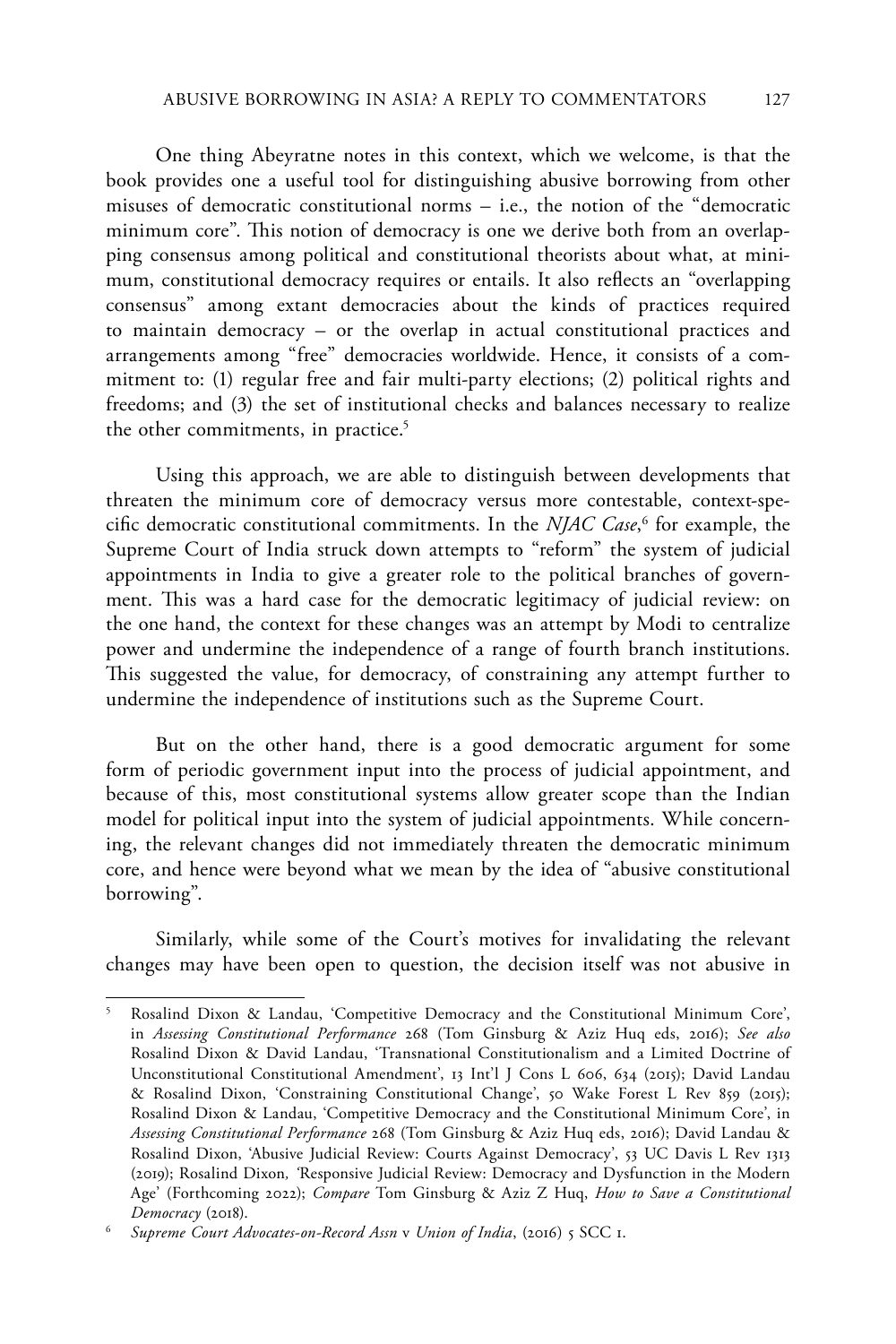One thing Abeyratne notes in this context, which we welcome, is that the book provides one a useful tool for distinguishing abusive borrowing from other misuses of democratic constitutional norms – i.e., the notion of the "democratic minimum core". This notion of democracy is one we derive both from an overlapping consensus among political and constitutional theorists about what, at minimum, constitutional democracy requires or entails. It also reflects an "overlapping consensus" among extant democracies about the kinds of practices required to maintain democracy – or the overlap in actual constitutional practices and arrangements among "free" democracies worldwide. Hence, it consists of a commitment to: (1) regular free and fair multi-party elections; (2) political rights and freedoms; and (3) the set of institutional checks and balances necessary to realize the other commitments, in practice.[5]

Using this approach, we are able to distinguish between developments that threaten the minimum core of democracy versus more contestable, context-specific democratic constitutional commitments. In the *NJAC Case*,[6] for example, the Supreme Court of India struck down attempts to "reform" the system of judicial appointments in India to give a greater role to the political branches of government. This was a hard case for the democratic legitimacy of judicial review: on the one hand, the context for these changes was an attempt by Modi to centralize power and undermine the independence of a range of fourth branch institutions. This suggested the value, for democracy, of constraining any attempt further to undermine the independence of institutions such as the Supreme Court.

But on the other hand, there is a good democratic argument for some form of periodic government input into the process of judicial appointment, and because of this, most constitutional systems allow greater scope than the Indian model for political input into the system of judicial appointments. While concerning, the relevant changes did not immediately threaten the democratic minimum core, and hence were beyond what we mean by the idea of "abusive constitutional borrowing".

Similarly, while some of the Court's motives for invalidating the relevant changes may have been open to question, the decision itself was not abusive in

---

[5] Rosalind Dixon & Landau, 'Competitive Democracy and the Constitutional Minimum Core', in *Assessing Constitutional Performance* 268 (Tom Ginsburg & Aziz Huq eds, 2016); *See also* Rosalind Dixon & David Landau, 'Transnational Constitutionalism and a Limited Doctrine of Unconstitutional Constitutional Amendment', 13 Int'l J Cons L 606, 634 (2015); David Landau & Rosalind Dixon, 'Constraining Constitutional Change', 50 Wake Forest L Rev 859 (2015); Rosalind Dixon & Landau, 'Competitive Democracy and the Constitutional Minimum Core', in *Assessing Constitutional Performance* 268 (Tom Ginsburg & Aziz Huq eds, 2016); David Landau & Rosalind Dixon, 'Abusive Judicial Review: Courts Against Democracy', 53 UC Davis L Rev 1313 (2019); Rosalind Dixon, 'Responsive Judicial Review: Democracy and Dysfunction in the Modern Age' (Forthcoming 2022); *Compare* Tom Ginsburg & Aziz Z Huq, *How to Save a Constitutional Democracy* (2018).

[6] *Supreme Court Advocates-on-Record Assn* v *Union of India*, (2016) 5 SCC 1.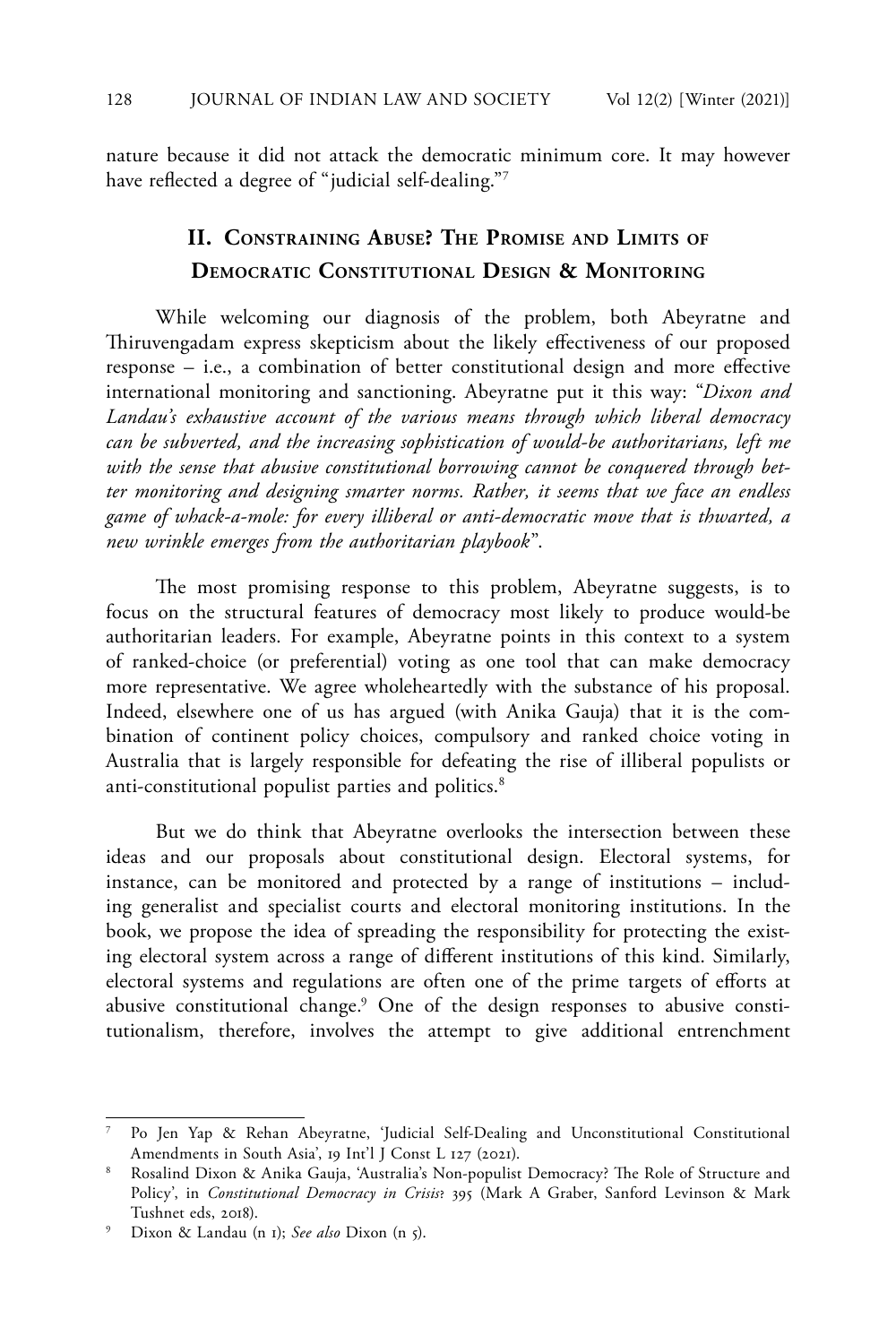nature because it did not attack the democratic minimum core. It may however have reflected a degree of "judicial self-dealing."[7]

## II. Constraining Abuse? The Promise and Limits of Democratic Constitutional Design & Monitoring

While welcoming our diagnosis of the problem, both Abeyratne and Thiruvengadam express skepticism about the likely effectiveness of our proposed response – i.e., a combination of better constitutional design and more effective international monitoring and sanctioning. Abeyratne put it this way: "*Dixon and Landau's exhaustive account of the various means through which liberal democracy can be subverted, and the increasing sophistication of would-be authoritarians, left me with the sense that abusive constitutional borrowing cannot be conquered through better monitoring and designing smarter norms. Rather, it seems that we face an endless game of whack-a-mole: for every illiberal or anti-democratic move that is thwarted, a new wrinkle emerges from the authoritarian playbook*".

The most promising response to this problem, Abeyratne suggests, is to focus on the structural features of democracy most likely to produce would-be authoritarian leaders. For example, Abeyratne points in this context to a system of ranked-choice (or preferential) voting as one tool that can make democracy more representative. We agree wholeheartedly with the substance of his proposal. Indeed, elsewhere one of us has argued (with Anika Gauja) that it is the combination of continent policy choices, compulsory and ranked choice voting in Australia that is largely responsible for defeating the rise of illiberal populists or anti-constitutional populist parties and politics.[8]

But we do think that Abeyratne overlooks the intersection between these ideas and our proposals about constitutional design. Electoral systems, for instance, can be monitored and protected by a range of institutions – including generalist and specialist courts and electoral monitoring institutions. In the book, we propose the idea of spreading the responsibility for protecting the existing electoral system across a range of different institutions of this kind. Similarly, electoral systems and regulations are often one of the prime targets of efforts at abusive constitutional change.[9] One of the design responses to abusive constitutionalism, therefore, involves the attempt to give additional entrenchment

---

[7] Po Jen Yap & Rehan Abeyratne, 'Judicial Self-Dealing and Unconstitutional Constitutional Amendments in South Asia', 19 Int'l J Const L 127 (2021).

[8] Rosalind Dixon & Anika Gauja, 'Australia's Non-populist Democracy? The Role of Structure and Policy', in *Constitutional Democracy in Crisis?* 395 (Mark A Graber, Sanford Levinson & Mark Tushnet eds, 2018).

[9] Dixon & Landau (n 1); *See also* Dixon (n 5).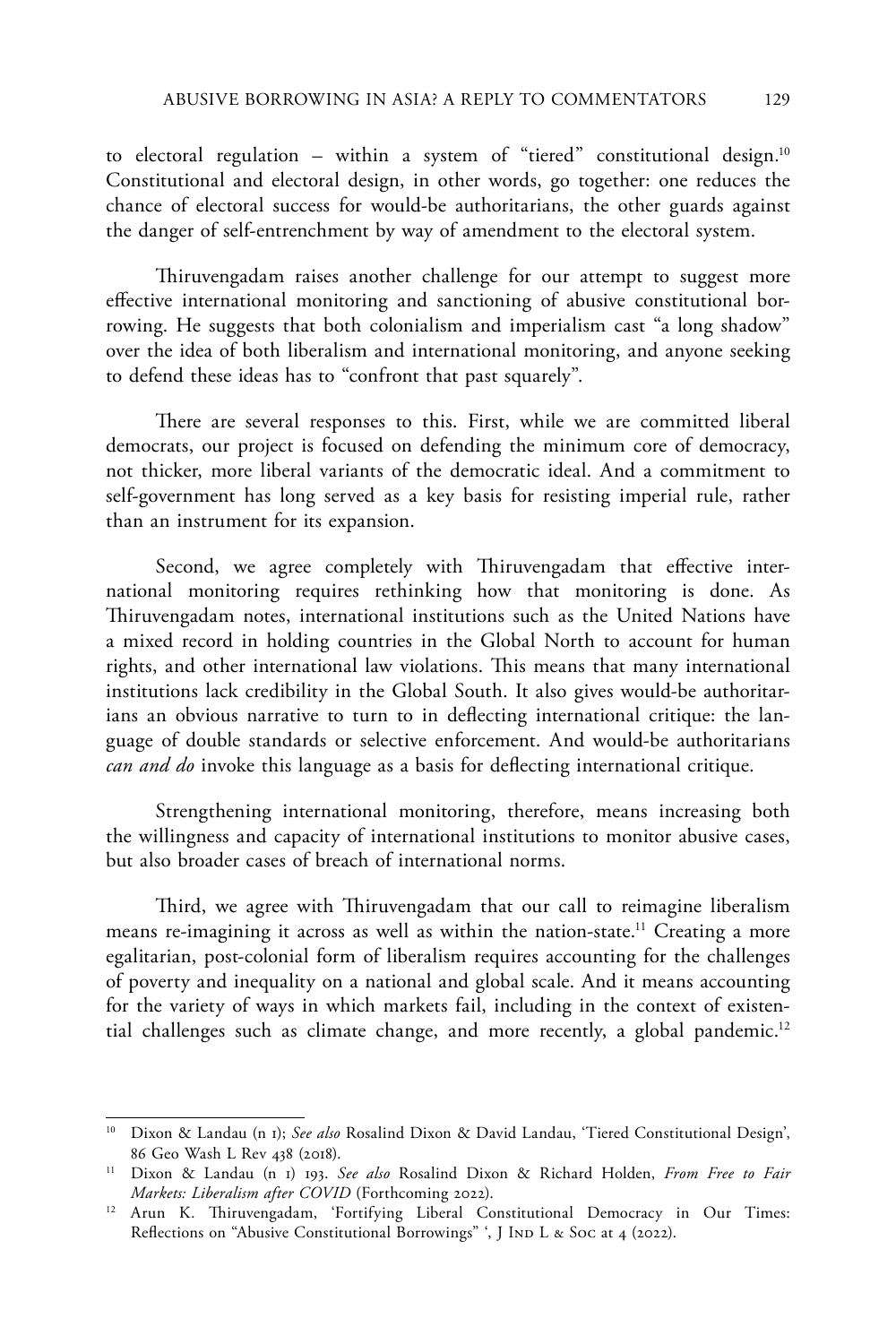to electoral regulation – within a system of "tiered" constitutional design.[10] Constitutional and electoral design, in other words, go together: one reduces the chance of electoral success for would-be authoritarians, the other guards against the danger of self-entrenchment by way of amendment to the electoral system.

Thiruvengadam raises another challenge for our attempt to suggest more effective international monitoring and sanctioning of abusive constitutional borrowing. He suggests that both colonialism and imperialism cast "a long shadow" over the idea of both liberalism and international monitoring, and anyone seeking to defend these ideas has to "confront that past squarely".

There are several responses to this. First, while we are committed liberal democrats, our project is focused on defending the minimum core of democracy, not thicker, more liberal variants of the democratic ideal. And a commitment to self-government has long served as a key basis for resisting imperial rule, rather than an instrument for its expansion.

Second, we agree completely with Thiruvengadam that effective international monitoring requires rethinking how that monitoring is done. As Thiruvengadam notes, international institutions such as the United Nations have a mixed record in holding countries in the Global North to account for human rights, and other international law violations. This means that many international institutions lack credibility in the Global South. It also gives would-be authoritarians an obvious narrative to turn to in deflecting international critique: the language of double standards or selective enforcement. And would-be authoritarians *can and do* invoke this language as a basis for deflecting international critique.

Strengthening international monitoring, therefore, means increasing both the willingness and capacity of international institutions to monitor abusive cases, but also broader cases of breach of international norms.

Third, we agree with Thiruvengadam that our call to reimagine liberalism means re-imagining it across as well as within the nation-state.[11] Creating a more egalitarian, post-colonial form of liberalism requires accounting for the challenges of poverty and inequality on a national and global scale. And it means accounting for the variety of ways in which markets fail, including in the context of existential challenges such as climate change, and more recently, a global pandemic.[12]

---

[10] Dixon & Landau (n 1); *See also* Rosalind Dixon & David Landau, 'Tiered Constitutional Design', 86 Geo Wash L Rev 438 (2018).

[11] Dixon & Landau (n 1) 193. *See also* Rosalind Dixon & Richard Holden, *From Free to Fair Markets: Liberalism after COVID* (Forthcoming 2022).

[12] Arun K. Thiruvengadam, 'Fortifying Liberal Constitutional Democracy in Our Times: Reflections on "Abusive Constitutional Borrowings" ', J Ind L & Soc at 4 (2022).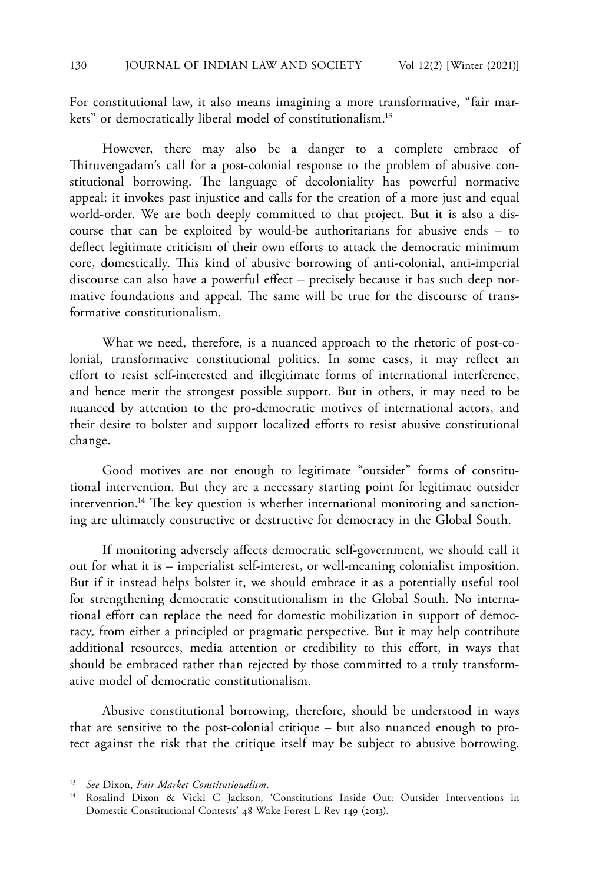For constitutional law, it also means imagining a more transformative, "fair markets" or democratically liberal model of constitutionalism.[13]

However, there may also be a danger to a complete embrace of Thiruvengadam's call for a post-colonial response to the problem of abusive constitutional borrowing. The language of decoloniality has powerful normative appeal: it invokes past injustice and calls for the creation of a more just and equal world-order. We are both deeply committed to that project. But it is also a discourse that can be exploited by would-be authoritarians for abusive ends – to deflect legitimate criticism of their own efforts to attack the democratic minimum core, domestically. This kind of abusive borrowing of anti-colonial, anti-imperial discourse can also have a powerful effect – precisely because it has such deep normative foundations and appeal. The same will be true for the discourse of transformative constitutionalism.

What we need, therefore, is a nuanced approach to the rhetoric of post-colonial, transformative constitutional politics. In some cases, it may reflect an effort to resist self-interested and illegitimate forms of international interference, and hence merit the strongest possible support. But in others, it may need to be nuanced by attention to the pro-democratic motives of international actors, and their desire to bolster and support localized efforts to resist abusive constitutional change.

Good motives are not enough to legitimate "outsider" forms of constitutional intervention. But they are a necessary starting point for legitimate outsider intervention.[14] The key question is whether international monitoring and sanctioning are ultimately constructive or destructive for democracy in the Global South.

If monitoring adversely affects democratic self-government, we should call it out for what it is – imperialist self-interest, or well-meaning colonialist imposition. But if it instead helps bolster it, we should embrace it as a potentially useful tool for strengthening democratic constitutionalism in the Global South. No international effort can replace the need for domestic mobilization in support of democracy, from either a principled or pragmatic perspective. But it may help contribute additional resources, media attention or credibility to this effort, in ways that should be embraced rather than rejected by those committed to a truly transformative model of democratic constitutionalism.

Abusive constitutional borrowing, therefore, should be understood in ways that are sensitive to the post-colonial critique – but also nuanced enough to protect against the risk that the critique itself may be subject to abusive borrowing.

---

[13] *See* Dixon, *Fair Market Constitutionalism*.

[14] Rosalind Dixon & Vicki C Jackson, 'Constitutions Inside Out: Outsider Interventions in Domestic Constitutional Contests' 48 Wake Forest L Rev 149 (2013).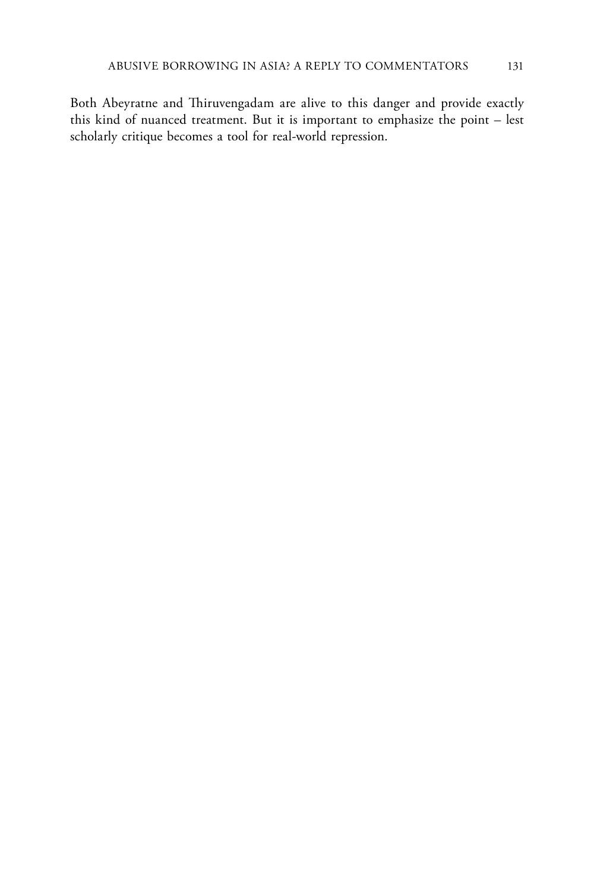Both Abeyratne and Thiruvengadam are alive to this danger and provide exactly this kind of nuanced treatment. But it is important to emphasize the point – lest scholarly critique becomes a tool for real-world repression.